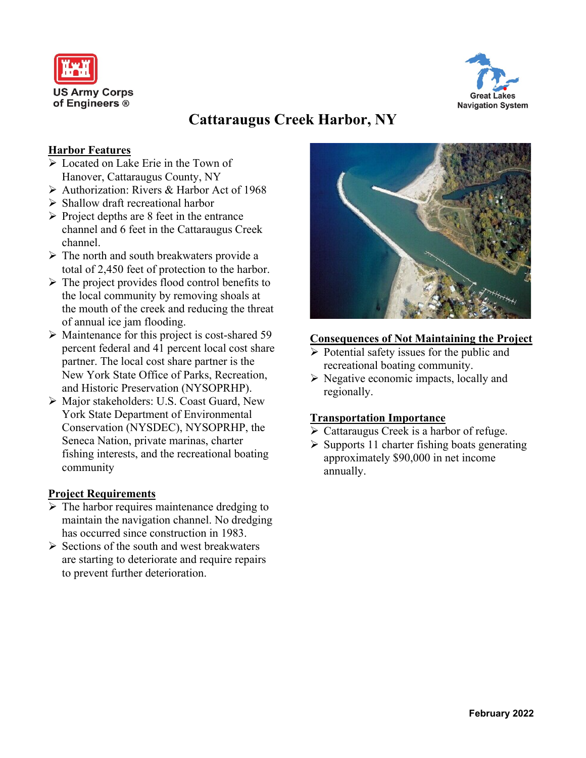US Army Corps of Engineers ®

Great Lakes Navigation System

# Cattaraugus Creek Harbor, NY

## Harbor Features

- Located on Lake Erie in the Town of Hanover, Cattaraugus County, NY
- Authorization: Rivers & Harbor Act of 1968
- Shallow draft recreational harbor
- Project depths are 8 feet in the entrance channel and 6 feet in the Cattaraugus Creek channel.
- The north and south breakwaters provide a total of 2,450 feet of protection to the harbor.
- The project provides flood control benefits to the local community by removing shoals at the mouth of the creek and reducing the threat of annual ice jam flooding.
- Maintenance for this project is cost-shared 59 percent federal and 41 percent local cost share partner. The local cost share partner is the New York State Office of Parks, Recreation, and Historic Preservation (NYSOPRHP).
- Major stakeholders: U.S. Coast Guard, New York State Department of Environmental Conservation (NYSDEC), NYSOPRHP, the Seneca Nation, private marinas, charter fishing interests, and the recreational boating community

## Project Requirements

- The harbor requires maintenance dredging to maintain the navigation channel. No dredging has occurred since construction in 1983.
- Sections of the south and west breakwaters are starting to deteriorate and require repairs to prevent further deterioration.

## Consequences of Not Maintaining the Project

- Potential safety issues for the public and recreational boating community.
- Negative economic impacts, locally and regionally.

## Transportation Importance

- Cattaraugus Creek is a harbor of refuge.
- Supports 11 charter fishing boats generating approximately $90,000 in net income annually.

February 2022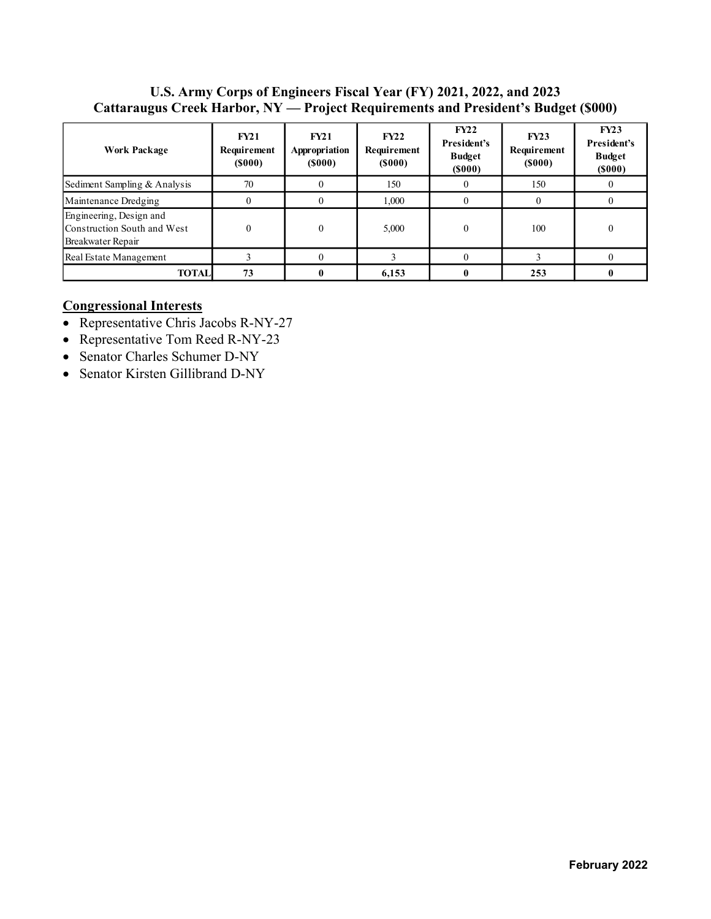## U.S. Army Corps of Engineers Fiscal Year (FY) 2021, 2022, and 2023
## Cattaraugus Creek Harbor, NY — Project Requirements and President's Budget ($000)

| Work Package | FY21 Requirement ($000) | FY21 Appropriation ($000) | FY22 Requirement ($000) | FY22 President's Budget ($000) | FY23 Requirement ($000) | FY23 President's Budget ($000) |
|---|---|---|---|---|---|---|
| Sediment Sampling & Analysis | 70 | 0 | 150 | 0 | 150 | 0 |
| Maintenance Dredging | 0 | 0 | 1,000 | 0 | 0 | 0 |
| Engineering, Design and Construction South and West Breakwater Repair | 0 | 0 | 5,000 | 0 | 100 | 0 |
| Real Estate Management | 3 | 0 | 3 | 0 | 3 | 0 |
| **TOTAL** | **73** | **0** | **6,153** | **0** | **253** | **0** |

**Congressional Interests**

- Representative Chris Jacobs R-NY-27
- Representative Tom Reed R-NY-23
- Senator Charles Schumer D-NY
- Senator Kirsten Gillibrand D-NY

February 2022